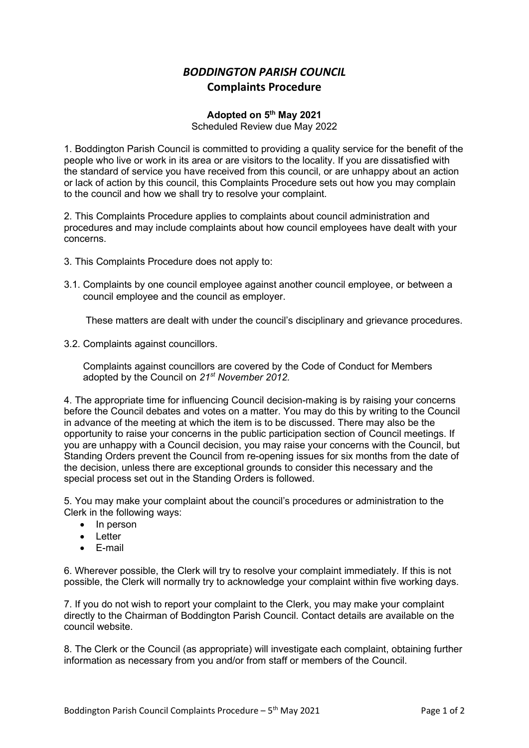# *BODDINGTON PARISH COUNCIL*

## Complaints Procedure

**Adopted on 5th May 2021**

Scheduled Review due May 2022

1. Boddington Parish Council is committed to providing a quality service for the benefit of the people who live or work in its area or are visitors to the locality. If you are dissatisfied with the standard of service you have received from this council, or are unhappy about an action or lack of action by this council, this Complaints Procedure sets out how you may complain to the council and how we shall try to resolve your complaint.

2. This Complaints Procedure applies to complaints about council administration and procedures and may include complaints about how council employees have dealt with your concerns.

3. This Complaints Procedure does not apply to:

3.1. Complaints by one council employee against another council employee, or between a council employee and the council as employer.

These matters are dealt with under the council's disciplinary and grievance procedures.

3.2. Complaints against councillors.

Complaints against councillors are covered by the Code of Conduct for Members adopted by the Council on *21st November 2012.*

4. The appropriate time for influencing Council decision-making is by raising your concerns before the Council debates and votes on a matter. You may do this by writing to the Council in advance of the meeting at which the item is to be discussed. There may also be the opportunity to raise your concerns in the public participation section of Council meetings. If you are unhappy with a Council decision, you may raise your concerns with the Council, but Standing Orders prevent the Council from re-opening issues for six months from the date of the decision, unless there are exceptional grounds to consider this necessary and the special process set out in the Standing Orders is followed.

5. You may make your complaint about the council's procedures or administration to the Clerk in the following ways:

- In person
- Letter
- E-mail

6. Wherever possible, the Clerk will try to resolve your complaint immediately. If this is not possible, the Clerk will normally try to acknowledge your complaint within five working days.

7. If you do not wish to report your complaint to the Clerk, you may make your complaint directly to the Chairman of Boddington Parish Council. Contact details are available on the council website.

8. The Clerk or the Council (as appropriate) will investigate each complaint, obtaining further information as necessary from you and/or from staff or members of the Council.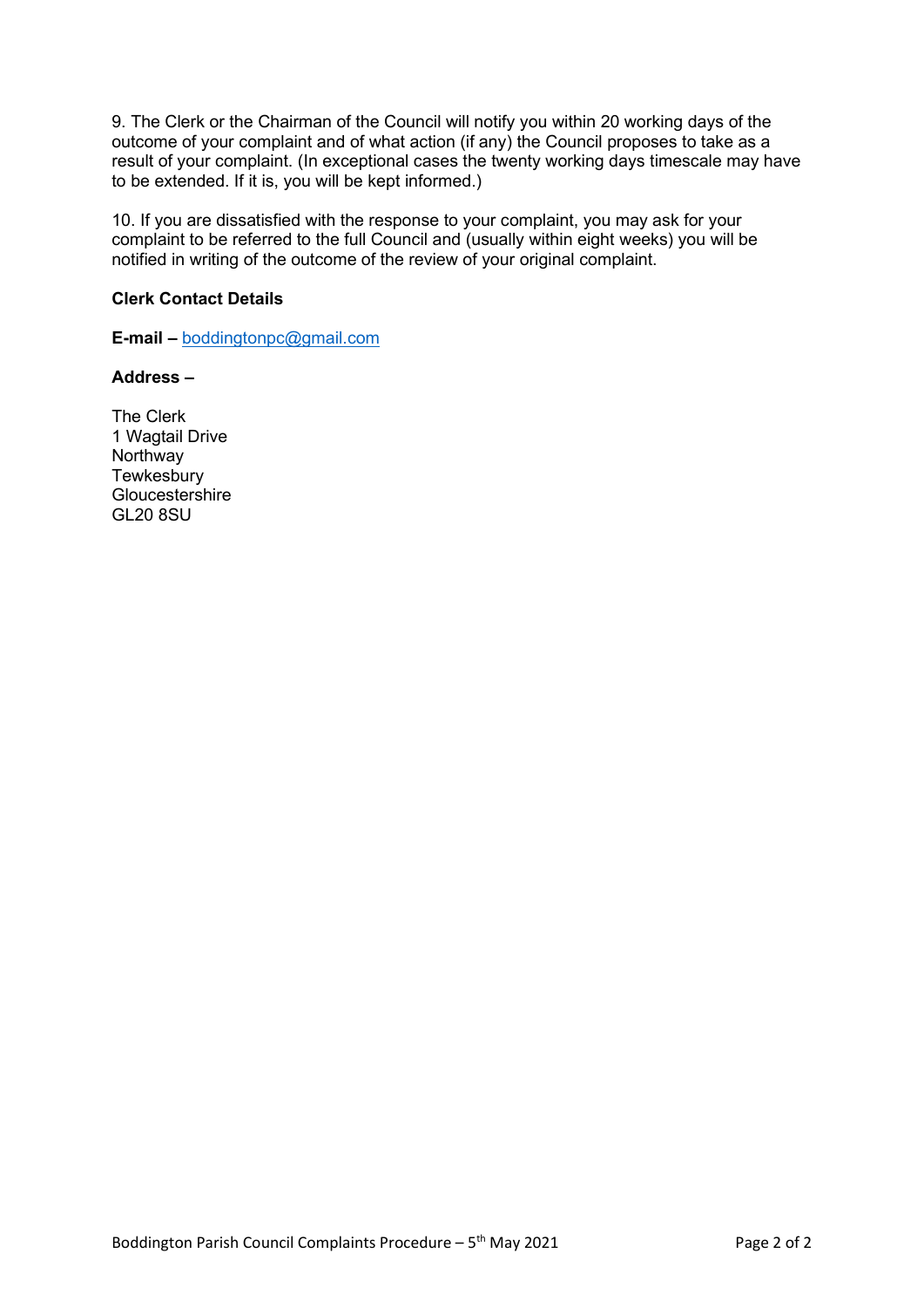9. The Clerk or the Chairman of the Council will notify you within 20 working days of the outcome of your complaint and of what action (if any) the Council proposes to take as a result of your complaint. (In exceptional cases the twenty working days timescale may have to be extended. If it is, you will be kept informed.)

10. If you are dissatisfied with the response to your complaint, you may ask for your complaint to be referred to the full Council and (usually within eight weeks) you will be notified in writing of the outcome of the review of your original complaint.

**Clerk Contact Details**

**E-mail –** boddingtonpc@gmail.com

**Address –**

The Clerk  
1 Wagtail Drive  
Northway  
Tewkesbury  
Gloucestershire  
GL20 8SU